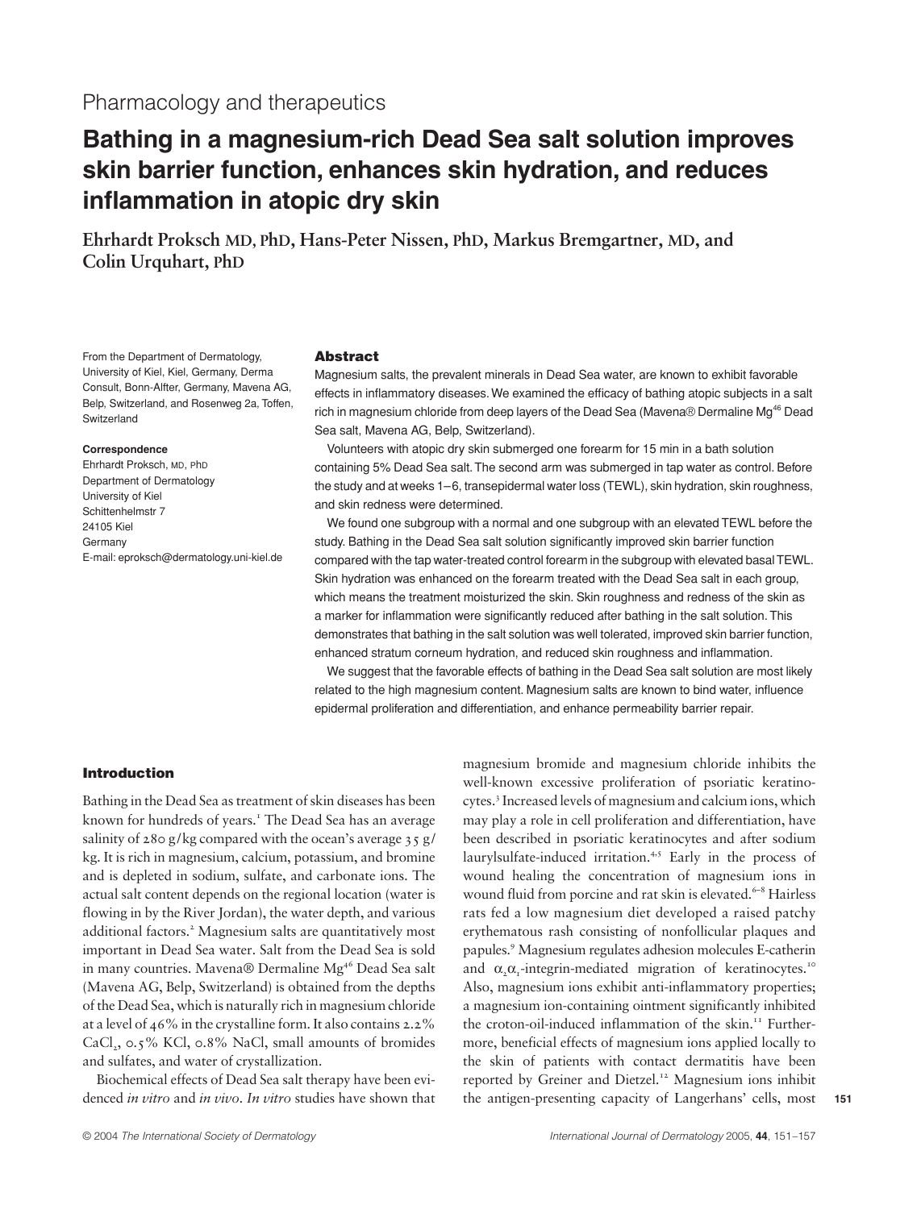Pharmacology and therapeutics

# Bathing in a magnesium-rich Dead Sea salt solution improves skin barrier function, enhances skin hydration, and reduces inflammation in atopic dry skin

**Ehrhardt Proksch MD, PhD, Hans-Peter Nissen, PhD, Markus Bremgartner, MD, and Colin Urquhart, PhD**

From the Department of Dermatology, University of Kiel, Kiel, Germany, Derma Consult, Bonn-Alfter, Germany, Mavena AG, Belp, Switzerland, and Rosenweg 2a, Toffen, Switzerland

**Correspondence**
Ehrhardt Proksch, MD, PhD
Department of Dermatology
University of Kiel
Schittenhelmstr 7
24105 Kiel
Germany
E-mail: eproksch@dermatology.uni-kiel.de

## Abstract

Magnesium salts, the prevalent minerals in Dead Sea water, are known to exhibit favorable effects in inflammatory diseases. We examined the efficacy of bathing atopic subjects in a salt rich in magnesium chloride from deep layers of the Dead Sea (Mavena® Dermaline Mg[46] Dead Sea salt, Mavena AG, Belp, Switzerland).

Volunteers with atopic dry skin submerged one forearm for 15 min in a bath solution containing 5% Dead Sea salt. The second arm was submerged in tap water as control. Before the study and at weeks 1–6, transepidermal water loss (TEWL), skin hydration, skin roughness, and skin redness were determined.

We found one subgroup with a normal and one subgroup with an elevated TEWL before the study. Bathing in the Dead Sea salt solution significantly improved skin barrier function compared with the tap water-treated control forearm in the subgroup with elevated basal TEWL. Skin hydration was enhanced on the forearm treated with the Dead Sea salt in each group, which means the treatment moisturized the skin. Skin roughness and redness of the skin as a marker for inflammation were significantly reduced after bathing in the salt solution. This demonstrates that bathing in the salt solution was well tolerated, improved skin barrier function, enhanced stratum corneum hydration, and reduced skin roughness and inflammation.

We suggest that the favorable effects of bathing in the Dead Sea salt solution are most likely related to the high magnesium content. Magnesium salts are known to bind water, influence epidermal proliferation and differentiation, and enhance permeability barrier repair.

## Introduction

Bathing in the Dead Sea as treatment of skin diseases has been known for hundreds of years.[1] The Dead Sea has an average salinity of 280 g/kg compared with the ocean's average 35 g/kg. It is rich in magnesium, calcium, potassium, and bromine and is depleted in sodium, sulfate, and carbonate ions. The actual salt content depends on the regional location (water is flowing in by the River Jordan), the water depth, and various additional factors.[2] Magnesium salts are quantitatively most important in Dead Sea water. Salt from the Dead Sea is sold in many countries. Mavena® Dermaline Mg[46] Dead Sea salt (Mavena AG, Belp, Switzerland) is obtained from the depths of the Dead Sea, which is naturally rich in magnesium chloride at a level of 46% in the crystalline form. It also contains 2.2% $CaCl_2$, 0.5% KCl, 0.8% NaCl, small amounts of bromides and sulfates, and water of crystallization.

Biochemical effects of Dead Sea salt therapy have been evidenced *in vitro* and *in vivo*. *In vitro* studies have shown that magnesium bromide and magnesium chloride inhibits the well-known excessive proliferation of psoriatic keratinocytes.[3] Increased levels of magnesium and calcium ions, which may play a role in cell proliferation and differentiation, have been described in psoriatic keratinocytes and after sodium laurylsulfate-induced irritation.[4,5] Early in the process of wound healing the concentration of magnesium ions in wound fluid from porcine and rat skin is elevated.[6–8] Hairless rats fed a low magnesium diet developed a raised patchy erythematous rash consisting of nonfollicular plaques and papules.[9] Magnesium regulates adhesion molecules E-catherin and $\alpha_2\alpha_1$-integrin-mediated migration of keratinocytes.[10] Also, magnesium ions exhibit anti-inflammatory properties; a magnesium ion-containing ointment significantly inhibited the croton-oil-induced inflammation of the skin.[11] Furthermore, beneficial effects of magnesium ions applied locally to the skin of patients with contact dermatitis have been reported by Greiner and Dietzel.[12] Magnesium ions inhibit the antigen-presenting capacity of Langerhans' cells, most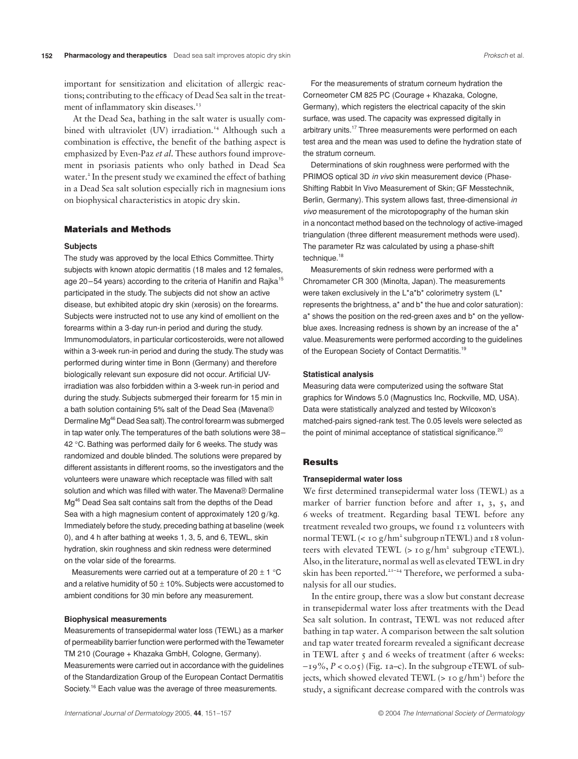important for sensitization and elicitation of allergic reactions; contributing to the efficacy of Dead Sea salt in the treatment of inflammatory skin diseases.[13]

At the Dead Sea, bathing in the salt water is usually combined with ultraviolet (UV) irradiation.[14] Although such a combination is effective, the benefit of the bathing aspect is emphasized by Even-Paz *et al.* These authors found improvement in psoriasis patients who only bathed in Dead Sea water.[2] In the present study we examined the effect of bathing in a Dead Sea salt solution especially rich in magnesium ions on biophysical characteristics in atopic dry skin.

## Materials and Methods

### Subjects

The study was approved by the local Ethics Committee. Thirty subjects with known atopic dermatitis (18 males and 12 females, age 20–54 years) according to the criteria of Hanifin and Rajka[15] participated in the study. The subjects did not show an active disease, but exhibited atopic dry skin (xerosis) on the forearms. Subjects were instructed not to use any kind of emollient on the forearms within a 3-day run-in period and during the study. Immunomodulators, in particular corticosteroids, were not allowed within a 3-week run-in period and during the study. The study was performed during winter time in Bonn (Germany) and therefore biologically relevant sun exposure did not occur. Artificial UV-irradiation was also forbidden within a 3-week run-in period and during the study. Subjects submerged their forearm for 15 min in a bath solution containing 5% salt of the Dead Sea (Mavena® Dermaline Mg[46] Dead Sea salt). The control forearm was submerged in tap water only. The temperatures of the bath solutions were 38–42 °C. Bathing was performed daily for 6 weeks. The study was randomized and double blinded. The solutions were prepared by different assistants in different rooms, so the investigators and the volunteers were unaware which receptacle was filled with salt solution and which was filled with water. The Mavena® Dermaline Mg[46] Dead Sea salt contains salt from the depths of the Dead Sea with a high magnesium content of approximately 120 g/kg. Immediately before the study, preceding bathing at baseline (week 0), and 4 h after bathing at weeks 1, 3, 5, and 6, TEWL, skin hydration, skin roughness and skin redness were determined on the volar side of the forearms.

Measurements were carried out at a temperature of 20 ± 1 °C and a relative humidity of 50 ± 10%. Subjects were accustomed to ambient conditions for 30 min before any measurement.

### Biophysical measurements

Measurements of transepidermal water loss (TEWL) as a marker of permeability barrier function were performed with the Tewameter TM 210 (Courage + Khazaka GmbH, Cologne, Germany). Measurements were carried out in accordance with the guidelines of the Standardization Group of the European Contact Dermatitis Society.[16] Each value was the average of three measurements.

For the measurements of stratum corneum hydration the Corneometer CM 825 PC (Courage + Khazaka, Cologne, Germany), which registers the electrical capacity of the skin surface, was used. The capacity was expressed digitally in arbitrary units.[17] Three measurements were performed on each test area and the mean was used to define the hydration state of the stratum corneum.

Determinations of skin roughness were performed with the PRIMOS optical 3D *in vivo* skin measurement device (Phase-Shifting Rabbit In Vivo Measurement of Skin; GF Messtechnik, Berlin, Germany). This system allows fast, three-dimensional *in vivo* measurement of the microtopography of the human skin in a noncontact method based on the technology of active-imaged triangulation (three different measurement methods were used). The parameter Rz was calculated by using a phase-shift technique.[18]

Measurements of skin redness were performed with a Chromameter CR 300 (Minolta, Japan). The measurements were taken exclusively in the L*a*b* colorimetry system (L* represents the brightness, a* and b* the hue and color saturation): a* shows the position on the red-green axes and b* on the yellow-blue axes. Increasing redness is shown by an increase of the a* value. Measurements were performed according to the guidelines of the European Society of Contact Dermatitis.[19]

### Statistical analysis

Measuring data were computerized using the software Stat graphics for Windows 5.0 (Magnustics Inc, Rockville, MD, USA). Data were statistically analyzed and tested by Wilcoxon's matched-pairs signed-rank test. The 0.05 levels were selected as the point of minimal acceptance of statistical significance.[20]

## Results

### Transepidermal water loss

We first determined transepidermal water loss (TEWL) as a marker of barrier function before and after 1, 3, 5, and 6 weeks of treatment. Regarding basal TEWL before any treatment revealed two groups, we found 12 volunteers with normal TEWL (< 10 g/hm² subgroup nTEWL) and 18 volunteers with elevated TEWL (> 10 g/hm² subgroup eTEWL). Also, in the literature, normal as well as elevated TEWL in dry skin has been reported.[21–24] Therefore, we performed a subanalysis for all our studies.

In the entire group, there was a slow but constant decrease in transepidermal water loss after treatments with the Dead Sea salt solution. In contrast, TEWL was not reduced after bathing in tap water. A comparison between the salt solution and tap water treated forearm revealed a significant decrease in TEWL after 5 and 6 weeks of treatment (after 6 weeks: −19%, $P < 0.05$) (Fig. 1a–c). In the subgroup eTEWL of subjects, which showed elevated TEWL (> 10 g/hm²) before the study, a significant decrease compared with the controls was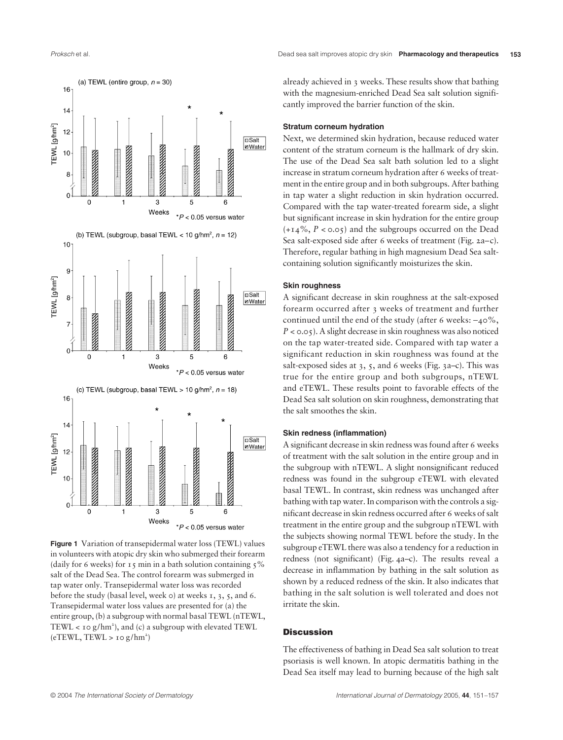**Figure 1** Variation of transepidermal water loss (TEWL) values in volunteers with atopic dry skin who submerged their forearm (daily for 6 weeks) for 15 min in a bath solution containing 5% salt of the Dead Sea. The control forearm was submerged in tap water only. Transepidermal water loss was recorded before the study (basal level, week 0) at weeks 1, 3, 5, and 6. Transepidermal water loss values are presented for (a) the entire group, (b) a subgroup with normal basal TEWL (nTEWL, TEWL < 10 g/hm²), and (c) a subgroup with elevated TEWL (eTEWL, TEWL > 10 g/hm²)

already achieved in 3 weeks. These results show that bathing with the magnesium-enriched Dead Sea salt solution significantly improved the barrier function of the skin.

### Stratum corneum hydration

Next, we determined skin hydration, because reduced water content of the stratum corneum is the hallmark of dry skin. The use of the Dead Sea salt bath solution led to a slight increase in stratum corneum hydration after 6 weeks of treatment in the entire group and in both subgroups. After bathing in tap water a slight reduction in skin hydration occurred. Compared with the tap water-treated forearm side, a slight but significant increase in skin hydration for the entire group (+14%, $P < 0.05$) and the subgroups occurred on the Dead Sea salt-exposed side after 6 weeks of treatment (Fig. 2a–c). Therefore, regular bathing in high magnesium Dead Sea salt-containing solution significantly moisturizes the skin.

### Skin roughness

A significant decrease in skin roughness at the salt-exposed forearm occurred after 3 weeks of treatment and further continued until the end of the study (after 6 weeks: −40%, $P < 0.05$). A slight decrease in skin roughness was also noticed on the tap water-treated side. Compared with tap water a significant reduction in skin roughness was found at the salt-exposed sides at 3, 5, and 6 weeks (Fig. 3a–c). This was true for the entire group and both subgroups, nTEWL and eTEWL. These results point to favorable effects of the Dead Sea salt solution on skin roughness, demonstrating that the salt smoothes the skin.

### Skin redness (inflammation)

A significant decrease in skin redness was found after 6 weeks of treatment with the salt solution in the entire group and in the subgroup with nTEWL. A slight nonsignificant reduced redness was found in the subgroup eTEWL with elevated basal TEWL. In contrast, skin redness was unchanged after bathing with tap water. In comparison with the controls a significant decrease in skin redness occurred after 6 weeks of salt treatment in the entire group and the subgroup nTEWL with the subjects showing normal TEWL before the study. In the subgroup eTEWL there was also a tendency for a reduction in redness (not significant) (Fig. 4a–c). The results reveal a decrease in inflammation by bathing in the salt solution as shown by a reduced redness of the skin. It also indicates that bathing in the salt solution is well tolerated and does not irritate the skin.

## Discussion

The effectiveness of bathing in Dead Sea salt solution to treat psoriasis is well known. In atopic dermatitis bathing in the Dead Sea itself may lead to burning because of the high salt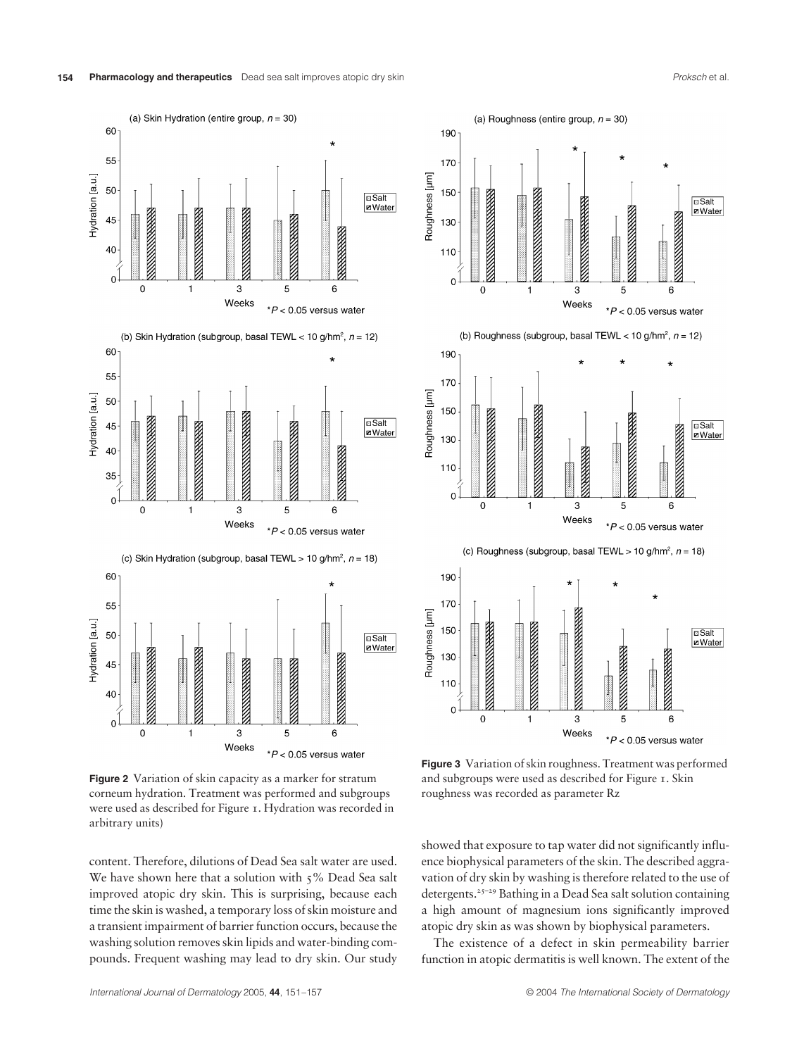Figure 2 Variation of skin capacity as a marker for stratum corneum hydration. Treatment was performed and subgroups were used as described for Figure 1. Hydration was recorded in arbitrary units)

Figure 3 Variation of skin roughness. Treatment was performed and subgroups were used as described for Figure 1. Skin roughness was recorded as parameter Rz

content. Therefore, dilutions of Dead Sea salt water are used. We have shown here that a solution with 5% Dead Sea salt improved atopic dry skin. This is surprising, because each time the skin is washed, a temporary loss of skin moisture and a transient impairment of barrier function occurs, because the washing solution removes skin lipids and water-binding compounds. Frequent washing may lead to dry skin. Our study showed that exposure to tap water did not significantly influence biophysical parameters of the skin. The described aggravation of dry skin by washing is therefore related to the use of detergents.[25–29] Bathing in a Dead Sea salt solution containing a high amount of magnesium ions significantly improved atopic dry skin as was shown by biophysical parameters.

The existence of a defect in skin permeability barrier function in atopic dermatitis is well known. The extent of the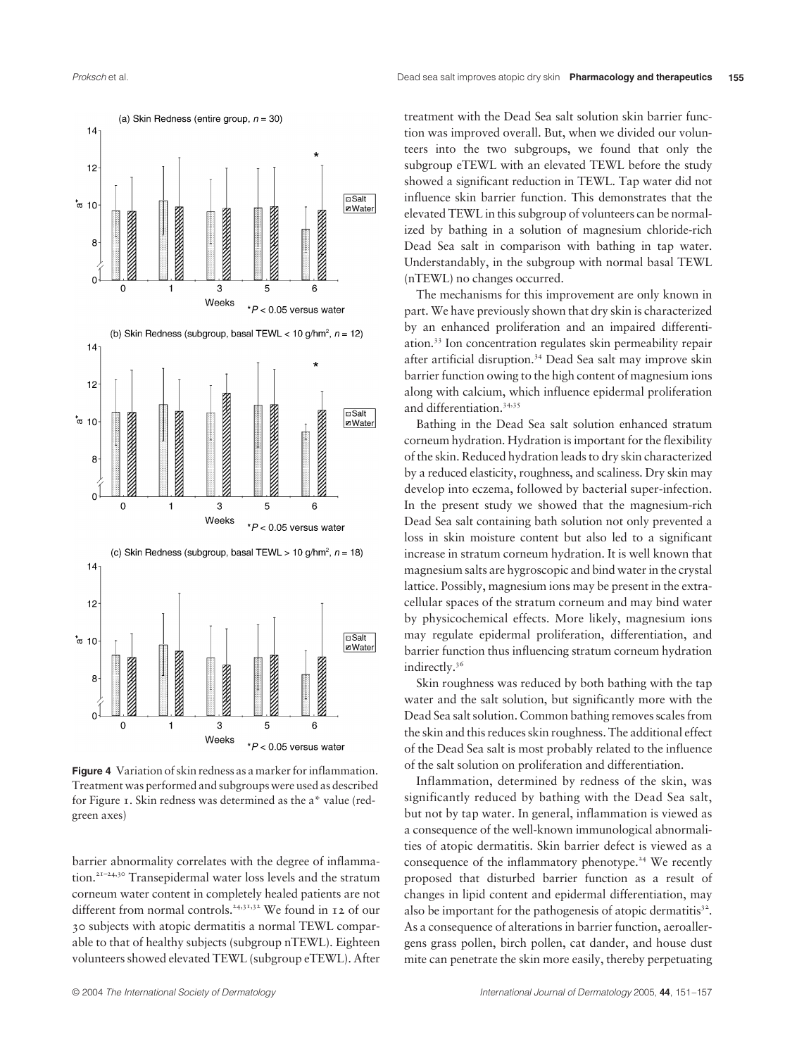**Figure 4** Variation of skin redness as a marker for inflammation. Treatment was performed and subgroups were used as described for Figure 1. Skin redness was determined as the a* value (red-green axes)

barrier abnormality correlates with the degree of inflammation.[21–24,30] Transepidermal water loss levels and the stratum corneum water content in completely healed patients are not different from normal controls.[24,31,32] We found in 12 of our 30 subjects with atopic dermatitis a normal TEWL comparable to that of healthy subjects (subgroup nTEWL). Eighteen volunteers showed elevated TEWL (subgroup eTEWL). After treatment with the Dead Sea salt solution skin barrier function was improved overall. But, when we divided our volunteers into the two subgroups, we found that only the subgroup eTEWL with an elevated TEWL before the study showed a significant reduction in TEWL. Tap water did not influence skin barrier function. This demonstrates that the elevated TEWL in this subgroup of volunteers can be normalized by bathing in a solution of magnesium chloride-rich Dead Sea salt in comparison with bathing in tap water. Understandably, in the subgroup with normal basal TEWL (nTEWL) no changes occurred.

The mechanisms for this improvement are only known in part. We have previously shown that dry skin is characterized by an enhanced proliferation and an impaired differentiation.[33] Ion concentration regulates skin permeability repair after artificial disruption.[34] Dead Sea salt may improve skin barrier function owing to the high content of magnesium ions along with calcium, which influence epidermal proliferation and differentiation.[34,35]

Bathing in the Dead Sea salt solution enhanced stratum corneum hydration. Hydration is important for the flexibility of the skin. Reduced hydration leads to dry skin characterized by a reduced elasticity, roughness, and scaliness. Dry skin may develop into eczema, followed by bacterial super-infection. In the present study we showed that the magnesium-rich Dead Sea salt containing bath solution not only prevented a loss in skin moisture content but also led to a significant increase in stratum corneum hydration. It is well known that magnesium salts are hygroscopic and bind water in the crystal lattice. Possibly, magnesium ions may be present in the extracellular spaces of the stratum corneum and may bind water by physicochemical effects. More likely, magnesium ions may regulate epidermal proliferation, differentiation, and barrier function thus influencing stratum corneum hydration indirectly.[36]

Skin roughness was reduced by both bathing with the tap water and the salt solution, but significantly more with the Dead Sea salt solution. Common bathing removes scales from the skin and this reduces skin roughness. The additional effect of the Dead Sea salt is most probably related to the influence of the salt solution on proliferation and differentiation.

Inflammation, determined by redness of the skin, was significantly reduced by bathing with the Dead Sea salt, but not by tap water. In general, inflammation is viewed as a consequence of the well-known immunological abnormalities of atopic dermatitis. Skin barrier defect is viewed as a consequence of the inflammatory phenotype.[24] We recently proposed that disturbed barrier function as a result of changes in lipid content and epidermal differentiation, may also be important for the pathogenesis of atopic dermatitis[32]. As a consequence of alterations in barrier function, aeroallergens grass pollen, birch pollen, cat dander, and house dust mite can penetrate the skin more easily, thereby perpetuating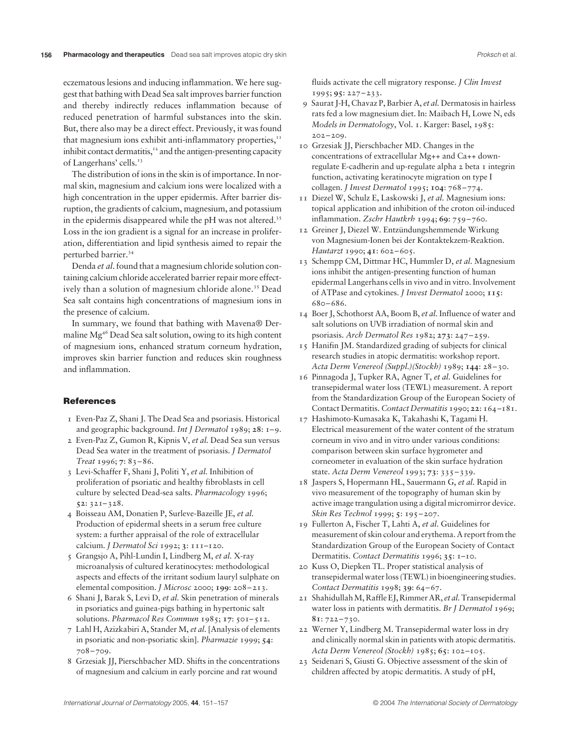eczematous lesions and inducing inflammation. We here suggest that bathing with Dead Sea salt improves barrier function and thereby indirectly reduces inflammation because of reduced penetration of harmful substances into the skin. But, there also may be a direct effect. Previously, it was found that magnesium ions exhibit anti-inflammatory properties,[11] inhibit contact dermatitis,[12] and the antigen-presenting capacity of Langerhans' cells.[13]

The distribution of ions in the skin is of importance. In normal skin, magnesium and calcium ions were localized with a high concentration in the upper epidermis. After barrier disruption, the gradients of calcium, magnesium, and potassium in the epidermis disappeared while the pH was not altered.[35] Loss in the ion gradient is a signal for an increase in proliferation, differentiation and lipid synthesis aimed to repair the perturbed barrier.[34]

Denda *et al*. found that a magnesium chloride solution containing calcium chloride accelerated barrier repair more effectively than a solution of magnesium chloride alone.[35] Dead Sea salt contains high concentrations of magnesium ions in the presence of calcium.

In summary, we found that bathing with Mavena® Dermaline Mg[46] Dead Sea salt solution, owing to its high content of magnesium ions, enhanced stratum corneum hydration, improves skin barrier function and reduces skin roughness and inflammation.

## References

1 Even-Paz Z, Shani J. The Dead Sea and psoriasis. Historical and geographic background. *Int J Dermatol* 1989; **28**: 1–9.

2 Even-Paz Z, Gumon R, Kipnis V, *et al.* Dead Sea sun versus Dead Sea water in the treatment of psoriasis. *J Dermatol Treat* 1996; **7**: 83–86.

3 Levi-Schaffer F, Shani J, Politi Y, *et al.* Inhibition of proliferation of psoriatic and healthy fibroblasts in cell culture by selected Dead-sea salts. *Pharmacology* 1996; **52**: 321–328.

4 Boisseau AM, Donatien P, Surleve-Bazeille JE, *et al.* Production of epidermal sheets in a serum free culture system: a further appraisal of the role of extracellular calcium. *J Dermatol Sci* 1992; **3**: 111–120.

5 Grangsjo A, Pihl-Lundin I, Lindberg M, *et al.* X-ray microanalysis of cultured keratinocytes: methodological aspects and effects of the irritant sodium lauryl sulphate on elemental composition. *J Microsc* 2000; **199**: 208–213.

6 Shani J, Barak S, Levi D, *et al.* Skin penetration of minerals in psoriatics and guinea-pigs bathing in hypertonic salt solutions. *Pharmacol Res Commun* 1985; **17**: 501–512.

7 Lahl H, Azizkabiri A, Stander M, *et al.* [Analysis of elements in psoriatic and non-psoriatic skin]. *Pharmazie* 1999; **54**: 708–709.

8 Grzesiak JJ, Pierschbacher MD. Shifts in the concentrations of magnesium and calcium in early porcine and rat wound fluids activate the cell migratory response. *J Clin Invest* 1995; **95**: 227–233.

9 Saurat J-H, Chavaz P, Barbier A, *et al.* Dermatosis in hairless rats fed a low magnesium diet. In: Maibach H, Lowe N, eds *Models in Dermatology*, Vol. 1. Karger: Basel, 1985: 202–209.

10 Grzesiak JJ, Pierschbacher MD. Changes in the concentrations of extracellular Mg++ and Ca++ downregulate E-cadherin and up-regulate alpha 2 beta 1 integrin function, activating keratinocyte migration on type I collagen. *J Invest Dermatol* 1995; **104**: 768–774.

11 Diezel W, Schulz E, Laskowski J, *et al.* Magnesium ions: topical application and inhibition of the croton oil-induced inflammation. *Zschr Hautkrh* 1994; **69**: 759–760.

12 Greiner J, Diezel W. Entzündungshemmende Wirkung von Magnesium-Ionen bei der Kontaktekzem-Reaktion. *Hautarzt* 1990; **41**: 602–605.

13 Schempp CM, Dittmar HC, Hummler D, *et al.* Magnesium ions inhibit the antigen-presenting function of human epidermal Langerhans cells in vivo and in vitro. Involvement of ATPase and cytokines. *J Invest Dermatol* 2000; **115**: 680–686.

14 Boer J, Schothorst AA, Boom B, *et al.* Influence of water and salt solutions on UVB irradiation of normal skin and psoriasis. *Arch Dermatol Res* 1982; **273**: 247–259.

15 Hanifin JM. Standardized grading of subjects for clinical research studies in atopic dermatitis: workshop report. *Acta Derm Venereol (Suppl.)(Stockh)* 1989; **144**: 28–30.

16 Pinnagoda J, Tupker RA, Agner T, *et al.* Guidelines for transepidermal water loss (TEWL) measurement. A report from the Standardization Group of the European Society of Contact Dermatitis. *Contact Dermatitis* 1990; **22**: 164–181.

17 Hashimoto-Kumasaka K, Takahashi K, Tagami H. Electrical measurement of the water content of the stratum corneum in vivo and in vitro under various conditions: comparison between skin surface hygrometer and corneometer in evaluation of the skin surface hydration state. *Acta Derm Venereol* 1993; **73**: 335–339.

18 Jaspers S, Hopermann HL, Sauermann G, *et al.* Rapid in vivo measurement of the topography of human skin by active image trangulation using a digital micromirror device. *Skin Res Technol* 1999; **5**: 195–207.

19 Fullerton A, Fischer T, Lahti A, *et al.* Guidelines for measurement of skin colour and erythema. A report from the Standardization Group of the European Society of Contact Dermatitis. *Contact Dermatitis* 1996; **35**: 1–10.

20 Kuss O, Diepken TL. Proper statistical analysis of transepidermal water loss (TEWL) in bioengineering studies. *Contact Dermatitis* 1998; **39**: 64–67.

21 Shahidullah M, Raffle EJ, Rimmer AR, *et al.* Transepidermal water loss in patients with dermatitis. *Br J Dermatol* 1969; **81**: 722–730.

22 Werner Y, Lindberg M. Transepidermal water loss in dry and clinically normal skin in patients with atopic dermatitis. *Acta Derm Venereol (Stockh)* 1985; **65**: 102–105.

23 Seidenari S, Giusti G. Objective assessment of the skin of children affected by atopic dermatitis. A study of pH,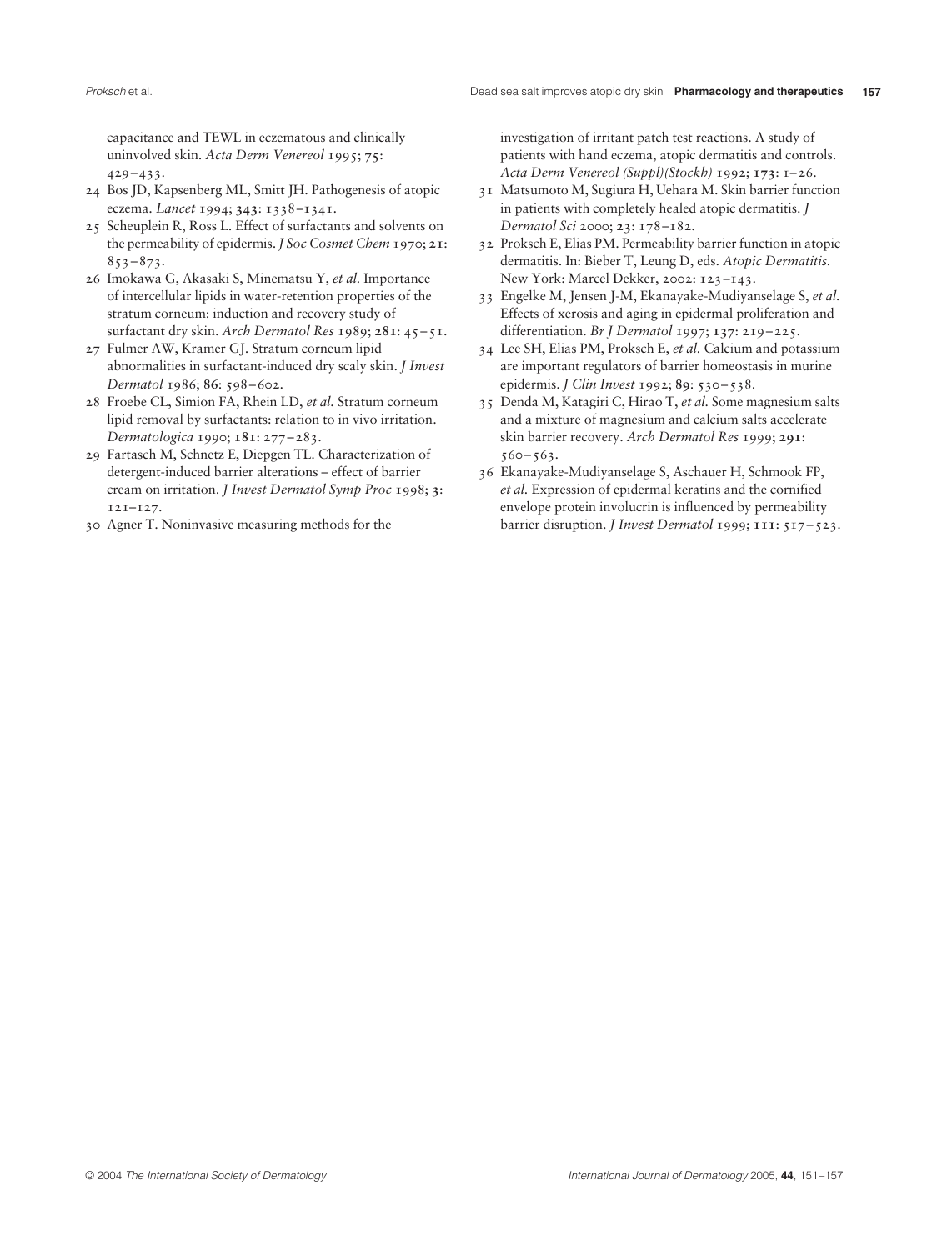capacitance and TEWL in eczematous and clinically uninvolved skin. *Acta Derm Venereol* 1995; **75**: 429–433.

24 Bos JD, Kapsenberg ML, Smitt JH. Pathogenesis of atopic eczema. *Lancet* 1994; **343**: 1338–1341.

25 Scheuplein R, Ross L. Effect of surfactants and solvents on the permeability of epidermis. *J Soc Cosmet Chem* 1970; **21**: 853–873.

26 Imokawa G, Akasaki S, Minematsu Y, *et al.* Importance of intercellular lipids in water-retention properties of the stratum corneum: induction and recovery study of surfactant dry skin. *Arch Dermatol Res* 1989; **281**: 45–51.

27 Fulmer AW, Kramer GJ. Stratum corneum lipid abnormalities in surfactant-induced dry scaly skin. *J Invest Dermatol* 1986; **86**: 598–602.

28 Froebe CL, Simion FA, Rhein LD, *et al.* Stratum corneum lipid removal by surfactants: relation to in vivo irritation. *Dermatologica* 1990; **181**: 277–283.

29 Fartasch M, Schnetz E, Diepgen TL. Characterization of detergent-induced barrier alterations – effect of barrier cream on irritation. *J Invest Dermatol Symp Proc* 1998; **3**: 121–127.

30 Agner T. Noninvasive measuring methods for the investigation of irritant patch test reactions. A study of patients with hand eczema, atopic dermatitis and controls. *Acta Derm Venereol (Suppl)(Stockh)* 1992; **173**: 1–26.

31 Matsumoto M, Sugiura H, Uehara M. Skin barrier function in patients with completely healed atopic dermatitis. *J Dermatol Sci* 2000; **23**: 178–182.

32 Proksch E, Elias PM. Permeability barrier function in atopic dermatitis. In: Bieber T, Leung D, eds. *Atopic Dermatitis.* New York: Marcel Dekker, 2002: 123–143.

33 Engelke M, Jensen J-M, Ekanayake-Mudiyanselage S, *et al.* Effects of xerosis and aging in epidermal proliferation and differentiation. *Br J Dermatol* 1997; **137**: 219–225.

34 Lee SH, Elias PM, Proksch E, *et al.* Calcium and potassium are important regulators of barrier homeostasis in murine epidermis. *J Clin Invest* 1992; **89**: 530–538.

35 Denda M, Katagiri C, Hirao T, *et al.* Some magnesium salts and a mixture of magnesium and calcium salts accelerate skin barrier recovery. *Arch Dermatol Res* 1999; **291**: 560–563.

36 Ekanayake-Mudiyanselage S, Aschauer H, Schmook FP, *et al.* Expression of epidermal keratins and the cornified envelope protein involucrin is influenced by permeability barrier disruption. *J Invest Dermatol* 1999; **111**: 517–523.